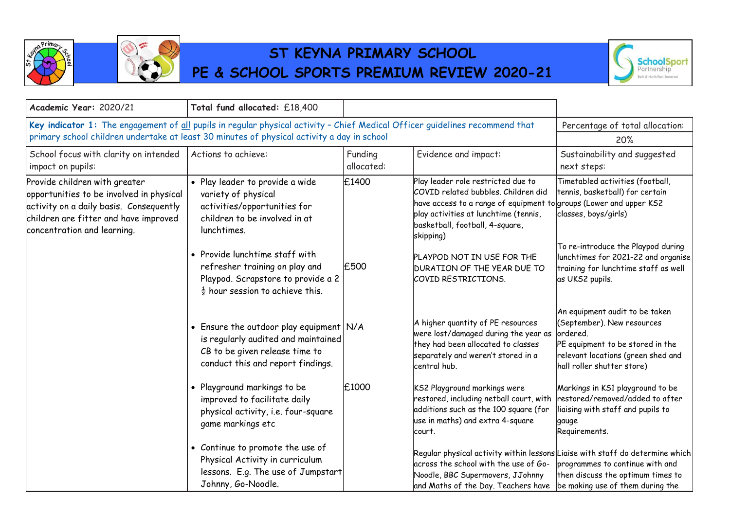# ST KEYNA PRIMARY SCHOOL
# PE & SCHOOL SPORTS PREMIUM REVIEW 2020-21

| **Academic Year:** 2020/21 | **Total fund allocated:** £18,400 | | | |
|---|---|---|---|---|
| **Key indicator 1:** The engagement of all pupils in regular physical activity – Chief Medical Officer guidelines recommend that primary school children undertake at least 30 minutes of physical activity a day in school | | | | Percentage of total allocation: 20% |
| School focus with clarity on intended impact on pupils: | Actions to achieve: | Funding allocated: | Evidence and impact: | Sustainability and suggested next steps: |
| Provide children with greater opportunities to be involved in physical activity on a daily basis. Consequently children are fitter and have improved concentration and learning. | • Play leader to provide a wide variety of physical activities/opportunities for children to be involved in at lunchtimes. | £1400 | Play leader role restricted due to COVID related bubbles. Children did have access to a range of equipment to play activities at lunchtime (tennis, basketball, football, 4-square, skipping) | Timetabled activities (football, tennis, basketball) for certain groups (Lower and upper KS2 classes, boys/girls) |
| | • Provide lunchtime staff with refresher training on play and Playpod. Scrapstore to provide a 2 ½ hour session to achieve this. | £500 | PLAYPOD NOT IN USE FOR THE DURATION OF THE YEAR DUE TO COVID RESTRICTIONS. | To re-introduce the Playpod during lunchtimes for 2021-22 and organise training for lunchtime staff as well as UKS2 pupils. |
| | • Ensure the outdoor play equipment is regularly audited and maintained CB to be given release time to conduct this and report findings. | N/A | A higher quantity of PE resources were lost/damaged during the year as they had been allocated to classes separately and weren't stored in a central hub. | An equipment audit to be taken (September). New resources ordered. PE equipment to be stored in the relevant locations (green shed and hall roller shutter store) |
| | • Playground markings to be improved to facilitate daily physical activity, i.e. four-square game markings etc | £1000 | KS2 Playground markings were restored, including netball court, with additions such as the 100 square (for use in maths) and extra 4-square court. | Markings in KS1 playground to be restored/removed/added to after liaising with staff and pupils to gauge Requirements. |
| | • Continue to promote the use of Physical Activity in curriculum lessons. E.g. The use of Jumpstart Johnny, Go-Noodle. | | Regular physical activity within lessons across the school with the use of Go-Noodle, BBC Supermovers, JJohnny and Maths of the Day. Teachers have | Liaise with staff do determine which programmes to continue with and then discuss the optimum times to be making use of them during the |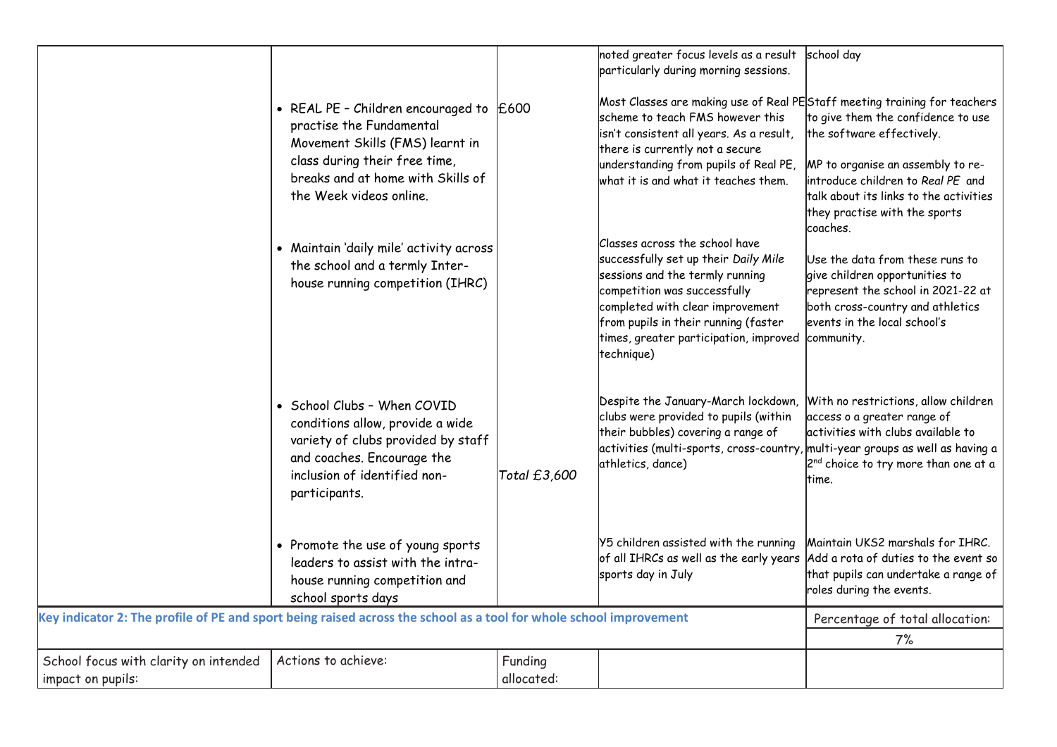| | | | | |
|---|---|---|---|---|
| | | | noted greater focus levels as a result particularly during morning sessions. | school day |
| | • REAL PE – Children encouraged to practise the Fundamental Movement Skills (FMS) learnt in class during their free time, breaks and at home with Skills of the Week videos online. | £600 | Most Classes are making use of Real PE scheme to teach FMS however this isn't consistent all years. As a result, there is currently not a secure understanding from pupils of Real PE, what it is and what it teaches them. | Staff meeting training for teachers to give them the confidence to use the software effectively.<br><br>MP to organise an assembly to re-introduce children to *Real PE* and talk about its links to the activities they practise with the sports coaches. |
| | • Maintain 'daily mile' activity across the school and a termly Inter-house running competition (IHRC) | | Classes across the school have successfully set up their *Daily Mile* sessions and the termly running competition was successfully completed with clear improvement from pupils in their running (faster times, greater participation, improved technique) | Use the data from these runs to give children opportunities to represent the school in 2021-22 at both cross-country and athletics events in the local school's community. |
| | • School Clubs – When COVID conditions allow, provide a wide variety of clubs provided by staff and coaches. Encourage the inclusion of identified non-participants. | *Total £3,600* | Despite the January-March lockdown, clubs were provided to pupils (within their bubbles) covering a range of activities (multi-sports, cross-country, athletics, dance) | With no restrictions, allow children access o a greater range of activities with clubs available to multi-year groups as well as having a 2nd choice to try more than one at a time. |
| | • Promote the use of young sports leaders to assist with the intra-house running competition and school sports days | | Y5 children assisted with the running of all IHRCs as well as the early years sports day in July | Maintain UKS2 marshals for IHRC. Add a rota of duties to the event so that pupils can undertake a range of roles during the events. |

| | | | | |
|---|---|---|---|---|
| **Key indicator 2: The profile of PE and sport being raised across the school as a tool for whole school improvement** | | | | Percentage of total allocation: |
| | | | | 7% |
| School focus with clarity on intended impact on pupils: | Actions to achieve: | Funding allocated: | | |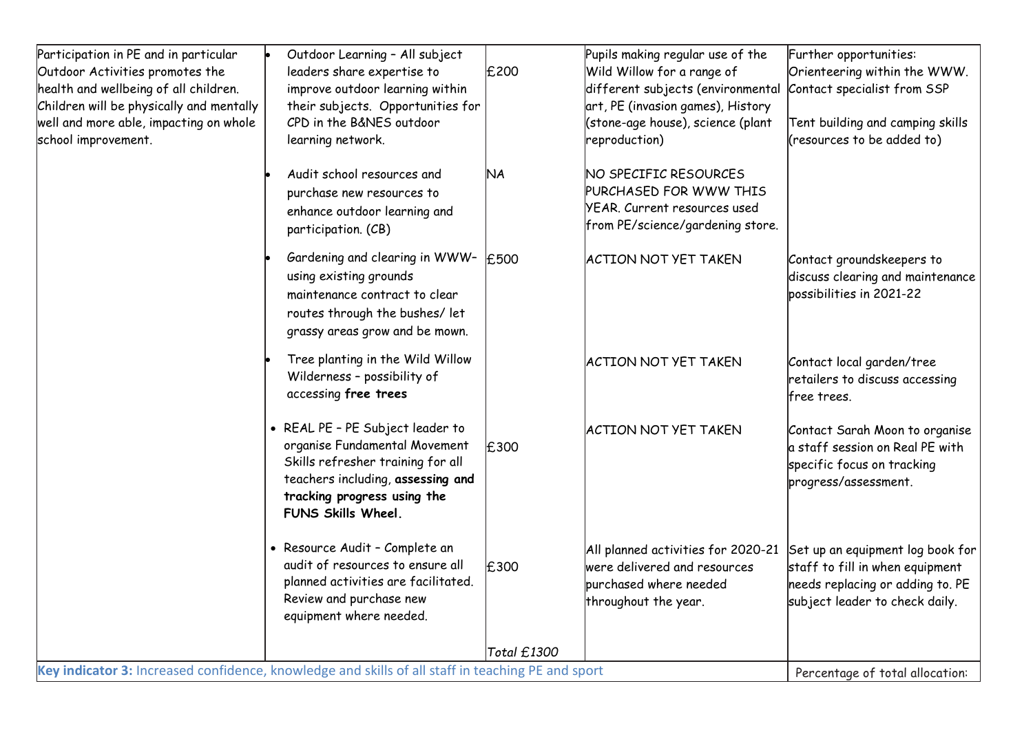| | | | | |
|---|---|---|---|---|
| Participation in PE and in particular Outdoor Activities promotes the health and wellbeing of all children. Children will be physically and mentally well and more able, impacting on whole school improvement. | • Outdoor Learning – All subject leaders share expertise to improve outdoor learning within their subjects. Opportunities for CPD in the B&NES outdoor learning network. | £200 | Pupils making regular use of the Wild Willow for a range of different subjects (environmental art, PE (invasion games), History (stone-age house), science (plant reproduction) | Further opportunities: Orienteering within the WWW. Contact specialist from SSP<br><br>Tent building and camping skills (resources to be added to) |
| | • Audit school resources and purchase new resources to enhance outdoor learning and participation. (CB) | NA | NO SPECIFIC RESOURCES PURCHASED FOR WWW THIS YEAR. Current resources used from PE/science/gardening store. | |
| | • Gardening and clearing in WWW- using existing grounds maintenance contract to clear routes through the bushes/ let grassy areas grow and be mown. | £500 | ACTION NOT YET TAKEN | Contact groundskeepers to discuss clearing and maintenance possibilities in 2021-22 |
| | • Tree planting in the Wild Willow Wilderness – possibility of accessing **free trees** | | ACTION NOT YET TAKEN | Contact local garden/tree retailers to discuss accessing free trees. |
| | • REAL PE – PE Subject leader to organise Fundamental Movement Skills refresher training for all teachers including, **assessing and tracking progress using the FUNS Skills Wheel.** | £300 | ACTION NOT YET TAKEN | Contact Sarah Moon to organise a staff session on Real PE with specific focus on tracking progress/assessment. |
| | • Resource Audit – Complete an audit of resources to ensure all planned activities are facilitated. Review and purchase new equipment where needed. | £300 | All planned activities for 2020-21 were delivered and resources purchased where needed throughout the year. | Set up an equipment log book for staff to fill in when equipment needs replacing or adding to. PE subject leader to check daily. |
| | | *Total £1300* | | |

| | |
|---|---|
| **Key indicator 3:** Increased confidence, knowledge and skills of all staff in teaching PE and sport | Percentage of total allocation: |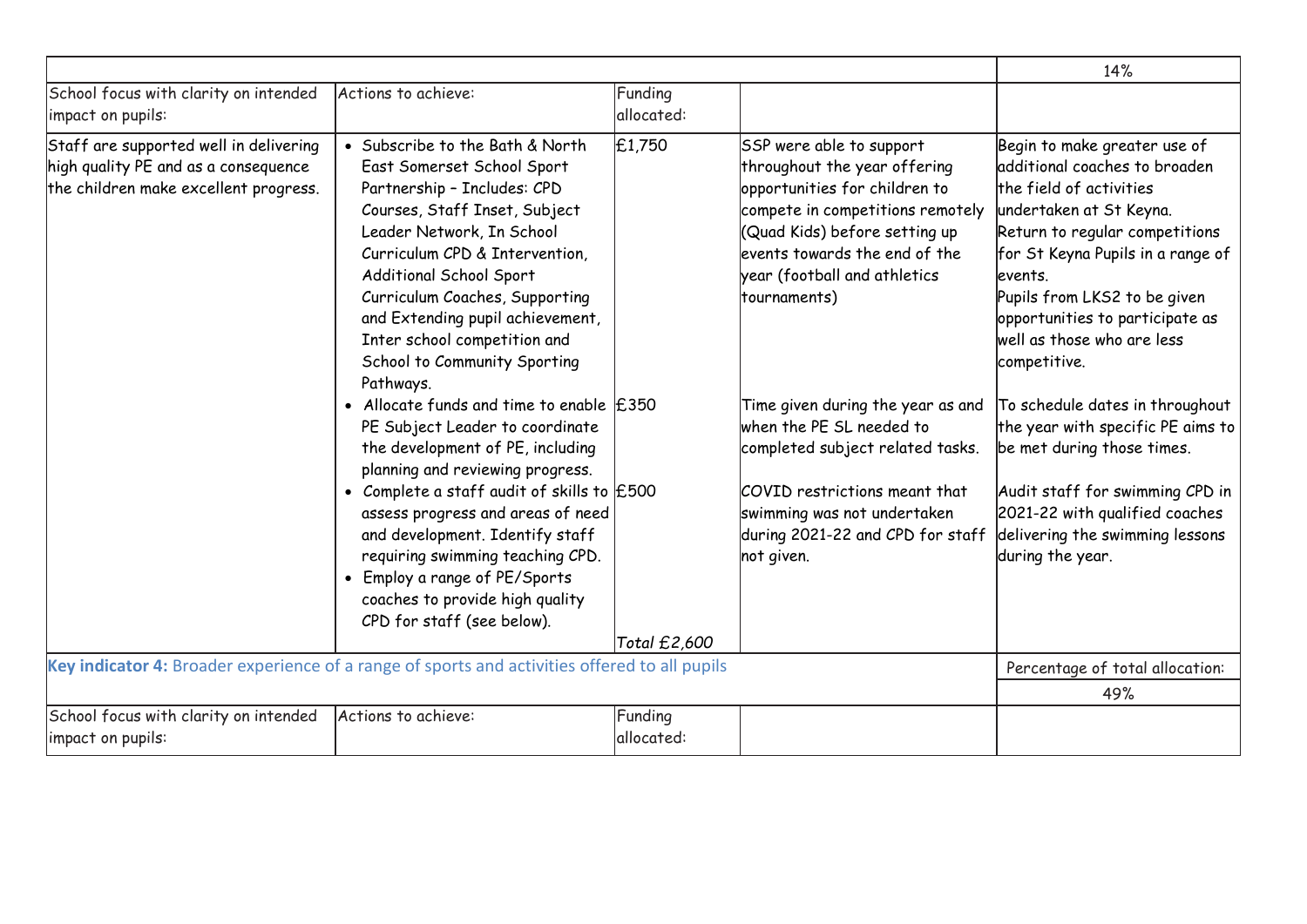| | | | | 14% |
|---|---|---|---|---|
| School focus with clarity on intended impact on pupils: | Actions to achieve: | Funding allocated: | | |
| Staff are supported well in delivering high quality PE and as a consequence the children make excellent progress. | • Subscribe to the Bath & North East Somerset School Sport Partnership – Includes: CPD Courses, Staff Inset, Subject Leader Network, In School Curriculum CPD & Intervention, Additional School Sport Curriculum Coaches, Supporting and Extending pupil achievement, Inter school competition and School to Community Sporting Pathways. | £1,750 | SSP were able to support throughout the year offering opportunities for children to compete in competitions remotely (Quad Kids) before setting up events towards the end of the year (football and athletics tournaments) | Begin to make greater use of additional coaches to broaden the field of activities undertaken at St Keyna. Return to regular competitions for St Keyna Pupils in a range of events. Pupils from LKS2 to be given opportunities to participate as well as those who are less competitive. |
| | • Allocate funds and time to enable PE Subject Leader to coordinate the development of PE, including planning and reviewing progress. | £350 | Time given during the year as and when the PE SL needed to completed subject related tasks. | To schedule dates in throughout the year with specific PE aims to be met during those times. |
| | • Complete a staff audit of skills to assess progress and areas of need and development. Identify staff requiring swimming teaching CPD. <br> • Employ a range of PE/Sports coaches to provide high quality CPD for staff (see below). | £500 <br><br> *Total £2,600* | COVID restrictions meant that swimming was not undertaken during 2021-22 and CPD for staff not given. | Audit staff for swimming CPD in 2021-22 with qualified coaches delivering the swimming lessons during the year. |

| **Key indicator 4:** Broader experience of a range of sports and activities offered to all pupils | | | | Percentage of total allocation: |
|---|---|---|---|---|
| | | | | 49% |
| School focus with clarity on intended impact on pupils: | Actions to achieve: | Funding allocated: | | |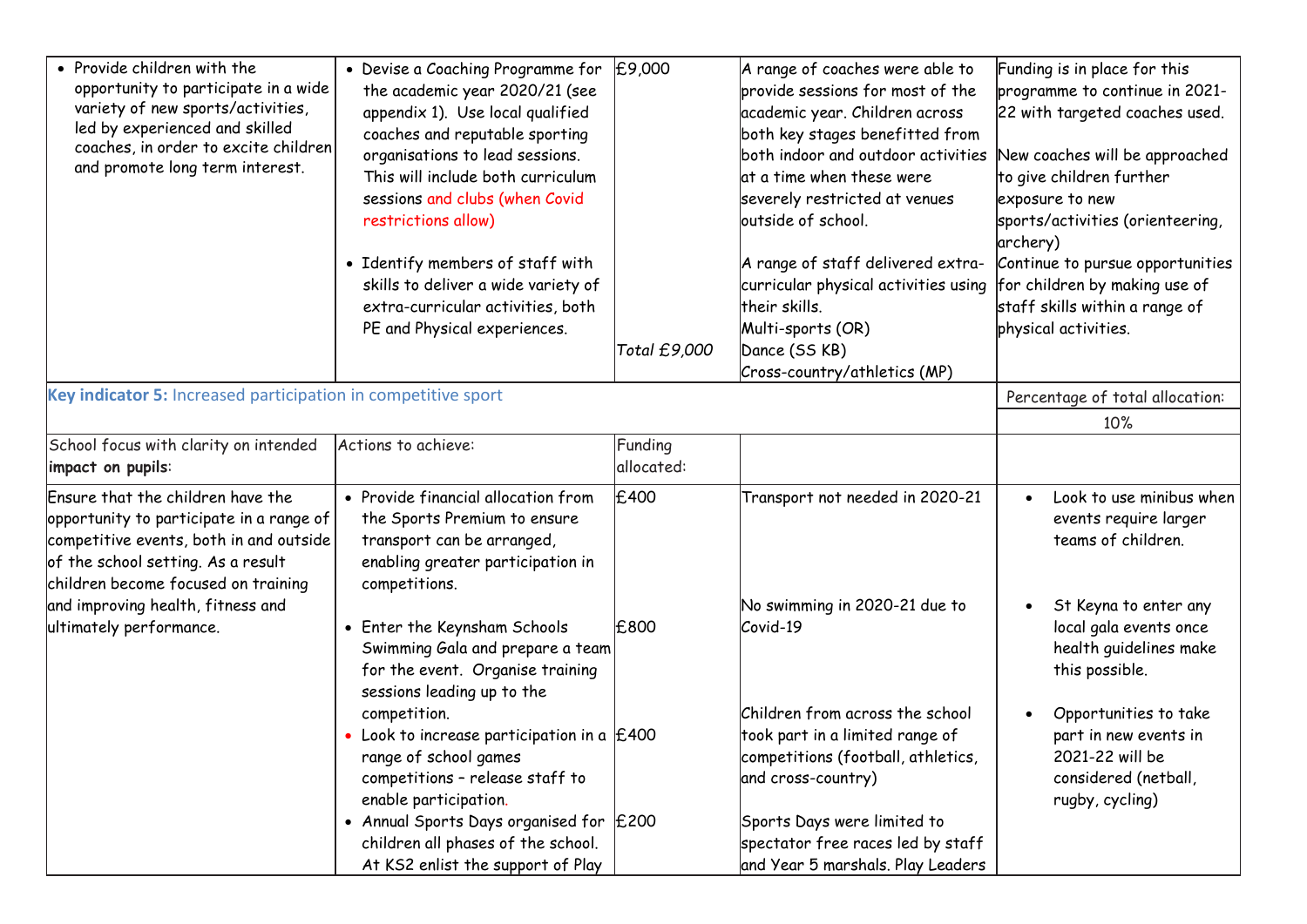| | | | | |
|---|---|---|---|---|
| • Provide children with the opportunity to participate in a wide variety of new sports/activities, led by experienced and skilled coaches, in order to excite children and promote long term interest. | • Devise a Coaching Programme for the academic year 2020/21 (see appendix 1). Use local qualified coaches and reputable sporting organisations to lead sessions. This will include both curriculum sessions and clubs (when Covid restrictions allow)<br><br>• Identify members of staff with skills to deliver a wide variety of extra-curricular activities, both PE and Physical experiences. | £9,000<br><br><br><br><br><br><br><br><br>*Total £9,000* | A range of coaches were able to provide sessions for most of the academic year. Children across both key stages benefitted from both indoor and outdoor activities at a time when these were severely restricted at venues outside of school.<br><br>A range of staff delivered extra-curricular physical activities using their skills.<br>Multi-sports (OR)<br>Dance (SS KB)<br>Cross-country/athletics (MP) | Funding is in place for this programme to continue in 2021-22 with targeted coaches used.<br><br>New coaches will be approached to give children further exposure to new sports/activities (orienteering, archery)<br>Continue to pursue opportunities for children by making use of staff skills within a range of physical activities. |
| **Key indicator 5:** Increased participation in competitive sport | | | | Percentage of total allocation:<br>10% |
| School focus with clarity on intended **impact on pupils**: | Actions to achieve: | Funding allocated: | | |
| Ensure that the children have the opportunity to participate in a range of competitive events, both in and outside of the school setting. As a result children become focused on training and improving health, fitness and ultimately performance. | • Provide financial allocation from the Sports Premium to ensure transport can be arranged, enabling greater participation in competitions.<br><br>• Enter the Keynsham Schools Swimming Gala and prepare a team for the event. Organise training sessions leading up to the competition.<br>• Look to increase participation in a range of school games competitions – release staff to enable participation.<br>• Annual Sports Days organised for children all phases of the school. At KS2 enlist the support of Play | £400<br><br><br><br><br>£800<br><br><br><br><br>£400<br><br><br><br>£200 | Transport not needed in 2020-21<br><br><br><br><br>No swimming in 2020-21 due to Covid-19<br><br><br><br>Children from across the school took part in a limited range of competitions (football, athletics, and cross-country)<br><br>Sports Days were limited to spectator free races led by staff and Year 5 marshals. Play Leaders | • Look to use minibus when events require larger teams of children.<br><br>• St Keyna to enter any local gala events once health guidelines make this possible.<br><br>• Opportunities to take part in new events in 2021-22 will be considered (netball, rugby, cycling) |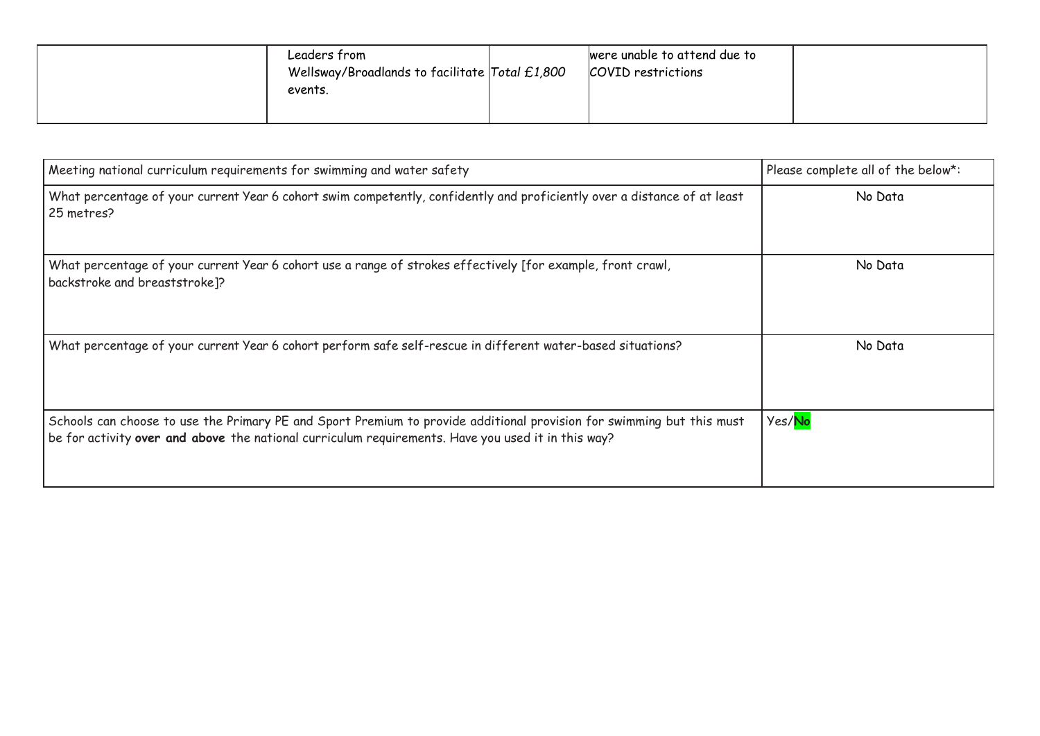| | | | | |
|---|---|---|---|---|
| | Leaders from Wellsway/Broadlands to facilitate events. | *Total £1,800* | were unable to attend due to COVID restrictions | |

| Meeting national curriculum requirements for swimming and water safety | Please complete all of the below*: |
|---|---|
| What percentage of your current Year 6 cohort swim competently, confidently and proficiently over a distance of at least 25 metres? | No Data |
| What percentage of your current Year 6 cohort use a range of strokes effectively [for example, front crawl, backstroke and breaststroke]? | No Data |
| What percentage of your current Year 6 cohort perform safe self-rescue in different water-based situations? | No Data |
| Schools can choose to use the Primary PE and Sport Premium to provide additional provision for swimming but this must be for activity **over and above** the national curriculum requirements. Have you used it in this way? | Yes/**No** |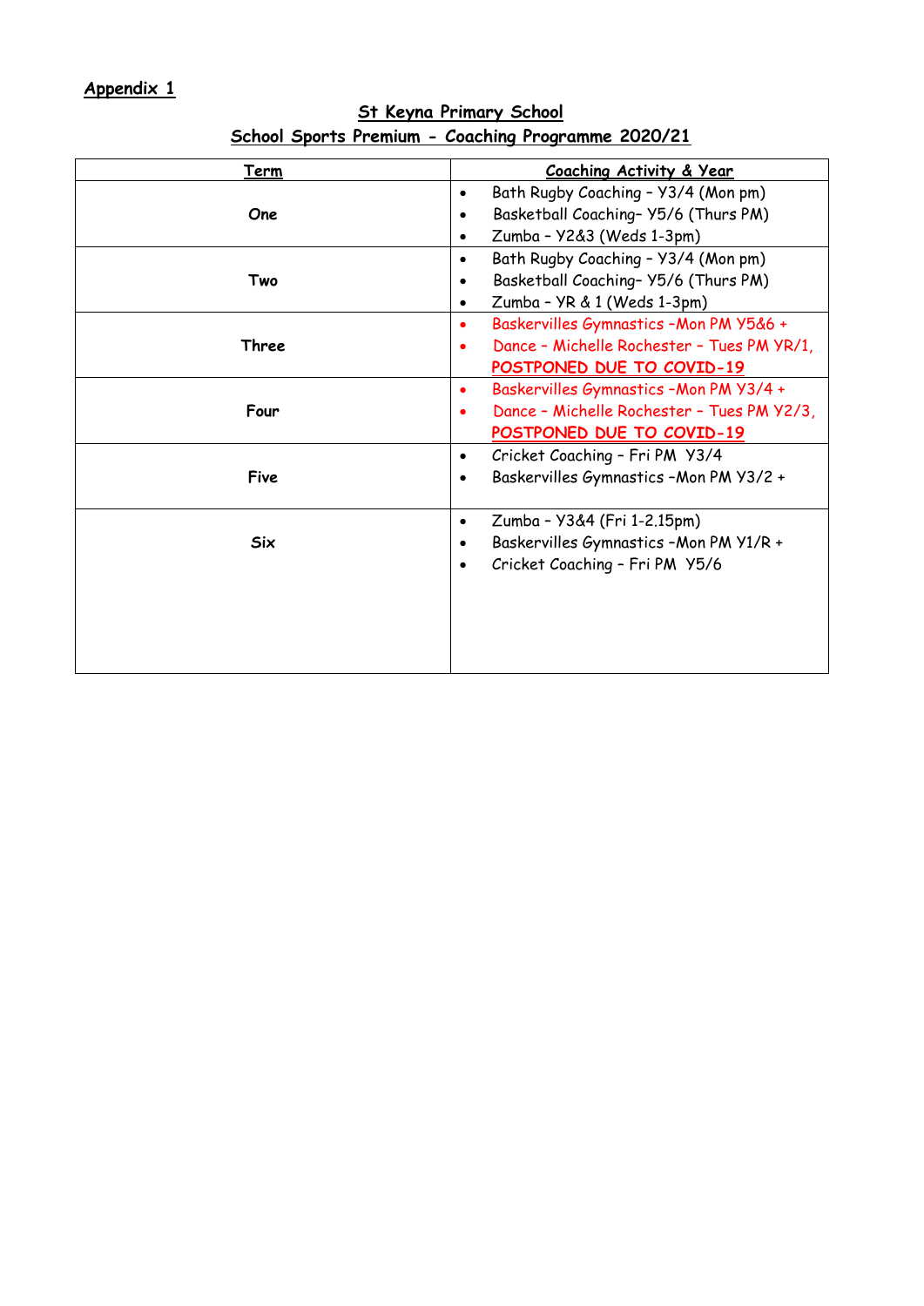**Appendix 1**

## St Keyna Primary School

## School Sports Premium - Coaching Programme 2020/21

| Term | Coaching Activity & Year |
|---|---|
| One | • Bath Rugby Coaching – Y3/4 (Mon pm)<br>• Basketball Coaching– Y5/6 (Thurs PM)<br>• Zumba – Y2&3 (Weds 1-3pm) |
| Two | • Bath Rugby Coaching – Y3/4 (Mon pm)<br>• Basketball Coaching– Y5/6 (Thurs PM)<br>• Zumba – YR & 1 (Weds 1-3pm) |
| Three | • Baskervilles Gymnastics –Mon PM Y5&6 +<br>• Dance – Michelle Rochester – Tues PM YR/1,<br>**POSTPONED DUE TO COVID-19** |
| Four | • Baskervilles Gymnastics –Mon PM Y3/4 +<br>• Dance – Michelle Rochester – Tues PM Y2/3,<br>**POSTPONED DUE TO COVID-19** |
| Five | • Cricket Coaching – Fri PM Y3/4<br>• Baskervilles Gymnastics –Mon PM Y3/2 + |
| Six | • Zumba – Y3&4 (Fri 1-2.15pm)<br>• Baskervilles Gymnastics –Mon PM Y1/R +<br>• Cricket Coaching – Fri PM Y5/6 |